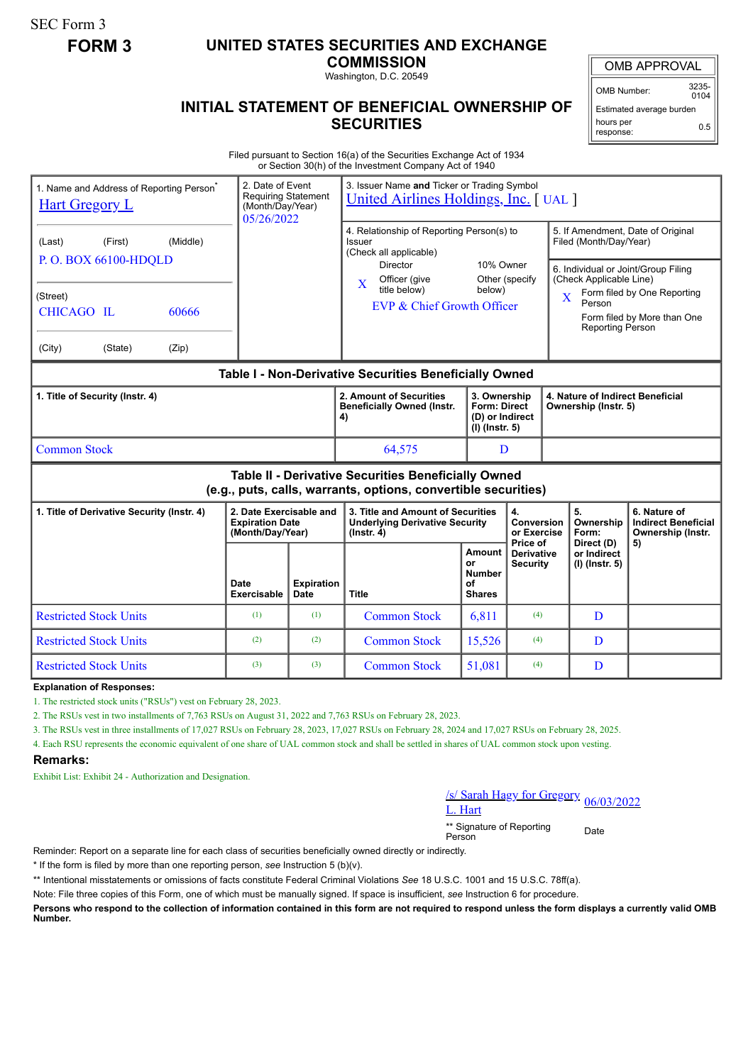SEC Form 3

**FORM 3**

# UNITED STATES SECURITIES AND EXCHANGE COMMISSION

Washington, D.C. 20549

## INITIAL STATEMENT OF BENEFICIAL OWNERSHIP OF SECURITIES

| OMB APPROVAL | |
|---|---|
| OMB Number: | 3235-0104 |
| Estimated average burden hours per response: | 0.5 |

Filed pursuant to Section 16(a) of the Securities Exchange Act of 1934 or Section 30(h) of the Investment Company Act of 1940

| 1. Name and Address of Reporting Person* | 2. Date of Event Requiring Statement (Month/Day/Year) | 3. Issuer Name and Ticker or Trading Symbol |
|---|---|---|
| Hart Gregory L | 05/26/2022 | United Airlines Holdings, Inc. [ UAL ] |
| (Last) (First) (Middle) P. O. BOX 66100-HDQLD | | 4. Relationship of Reporting Person(s) to Issuer (Check all applicable): Director; 10% Owner; X Officer (give title below); Other (specify below) — EVP & Chief Growth Officer |
| (Street) CHICAGO IL 60666 | | 5. If Amendment, Date of Original Filed (Month/Day/Year) |
| (City) (State) (Zip) | | 6. Individual or Joint/Group Filing (Check Applicable Line): X Form filed by One Reporting Person; Form filed by More than One Reporting Person |

### Table I - Non-Derivative Securities Beneficially Owned

| 1. Title of Security (Instr. 4) | 2. Amount of Securities Beneficially Owned (Instr. 4) | 3. Ownership Form: Direct (D) or Indirect (I) (Instr. 5) | 4. Nature of Indirect Beneficial Ownership (Instr. 5) |
|---|---|---|---|
| Common Stock | 64,575 | D | |

### Table II - Derivative Securities Beneficially Owned (e.g., puts, calls, warrants, options, convertible securities)

| 1. Title of Derivative Security (Instr. 4) | 2. Date Exercisable and Expiration Date (Month/Day/Year) | | 3. Title and Amount of Securities Underlying Derivative Security (Instr. 4) | | 4. Conversion or Exercise Price of Derivative Security | 5. Ownership Form: Direct (D) or Indirect (I) (Instr. 5) | 6. Nature of Indirect Beneficial Ownership (Instr. 5) |
|---|---|---|---|---|---|---|---|
| | Date Exercisable | Expiration Date | Title | Amount or Number of Shares | | | |
| Restricted Stock Units | (1) | (1) | Common Stock | 6,811 | (4) | D | |
| Restricted Stock Units | (2) | (2) | Common Stock | 15,526 | (4) | D | |
| Restricted Stock Units | (3) | (3) | Common Stock | 51,081 | (4) | D | |

**Explanation of Responses:**

1. The restricted stock units ("RSUs") vest on February 28, 2023.
2. The RSUs vest in two installments of 7,763 RSUs on August 31, 2022 and 7,763 RSUs on February 28, 2023.
3. The RSUs vest in three installments of 17,027 RSUs on February 28, 2023, 17,027 RSUs on February 28, 2024 and 17,027 RSUs on February 28, 2025.
4. Each RSU represents the economic equivalent of one share of UAL common stock and shall be settled in shares of UAL common stock upon vesting.

**Remarks:**

Exhibit List: Exhibit 24 - Authorization and Designation.

/s/ Sarah Hagy for Gregory L. Hart — 06/03/2022

** Signature of Reporting Person — Date

Reminder: Report on a separate line for each class of securities beneficially owned directly or indirectly.

* If the form is filed by more than one reporting person, *see* Instruction 5 (b)(v).

** Intentional misstatements or omissions of facts constitute Federal Criminal Violations *See* 18 U.S.C. 1001 and 15 U.S.C. 78ff(a).

Note: File three copies of this Form, one of which must be manually signed. If space is insufficient, *see* Instruction 6 for procedure.

**Persons who respond to the collection of information contained in this form are not required to respond unless the form displays a currently valid OMB Number.**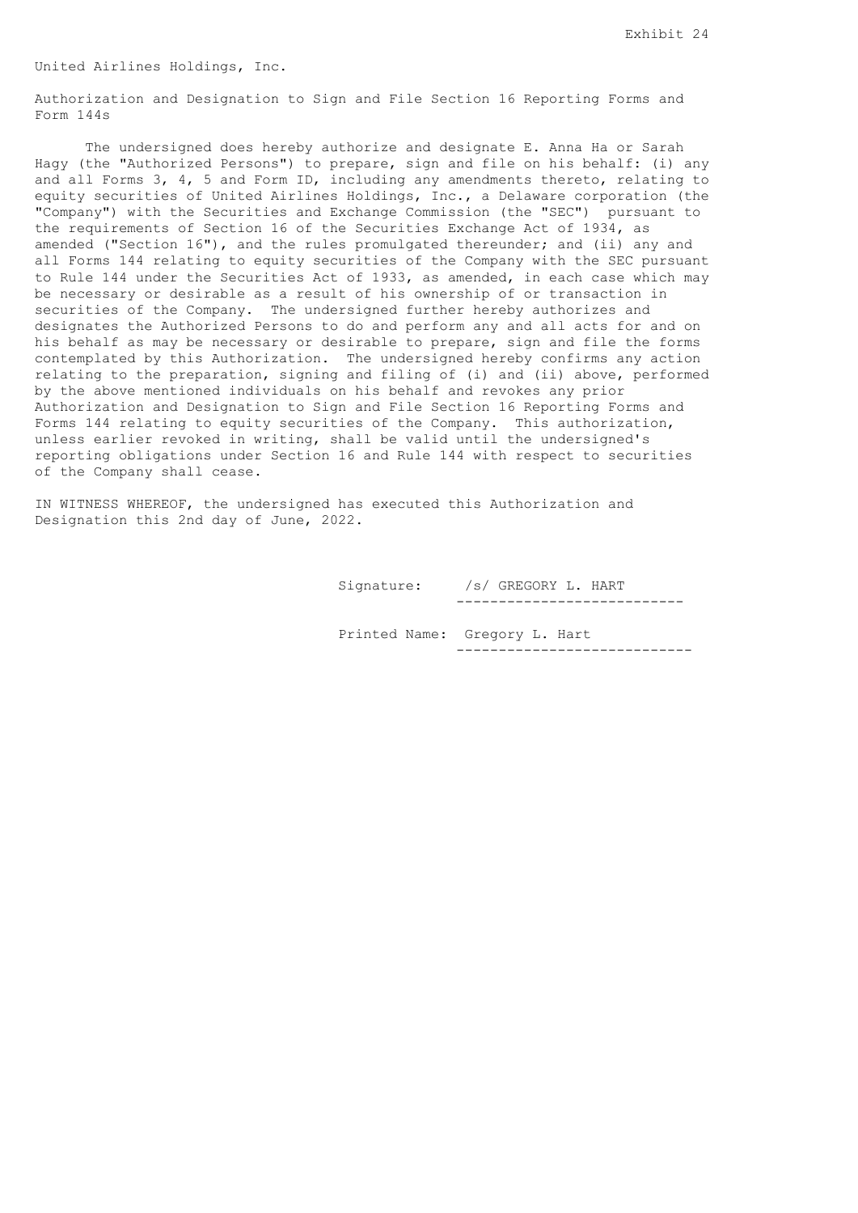Exhibit 24

United Airlines Holdings, Inc.

Authorization and Designation to Sign and File Section 16 Reporting Forms and Form 144s

The undersigned does hereby authorize and designate E. Anna Ha or Sarah Hagy (the "Authorized Persons") to prepare, sign and file on his behalf: (i) any and all Forms 3, 4, 5 and Form ID, including any amendments thereto, relating to equity securities of United Airlines Holdings, Inc., a Delaware corporation (the "Company") with the Securities and Exchange Commission (the "SEC") pursuant to the requirements of Section 16 of the Securities Exchange Act of 1934, as amended ("Section 16"), and the rules promulgated thereunder; and (ii) any and all Forms 144 relating to equity securities of the Company with the SEC pursuant to Rule 144 under the Securities Act of 1933, as amended, in each case which may be necessary or desirable as a result of his ownership of or transaction in securities of the Company. The undersigned further hereby authorizes and designates the Authorized Persons to do and perform any and all acts for and on his behalf as may be necessary or desirable to prepare, sign and file the forms contemplated by this Authorization. The undersigned hereby confirms any action relating to the preparation, signing and filing of (i) and (ii) above, performed by the above mentioned individuals on his behalf and revokes any prior Authorization and Designation to Sign and File Section 16 Reporting Forms and Forms 144 relating to equity securities of the Company. This authorization, unless earlier revoked in writing, shall be valid until the undersigned's reporting obligations under Section 16 and Rule 144 with respect to securities of the Company shall cease.

IN WITNESS WHEREOF, the undersigned has executed this Authorization and Designation this 2nd day of June, 2022.

Signature: /s/ GREGORY L. HART

Printed Name: Gregory L. Hart